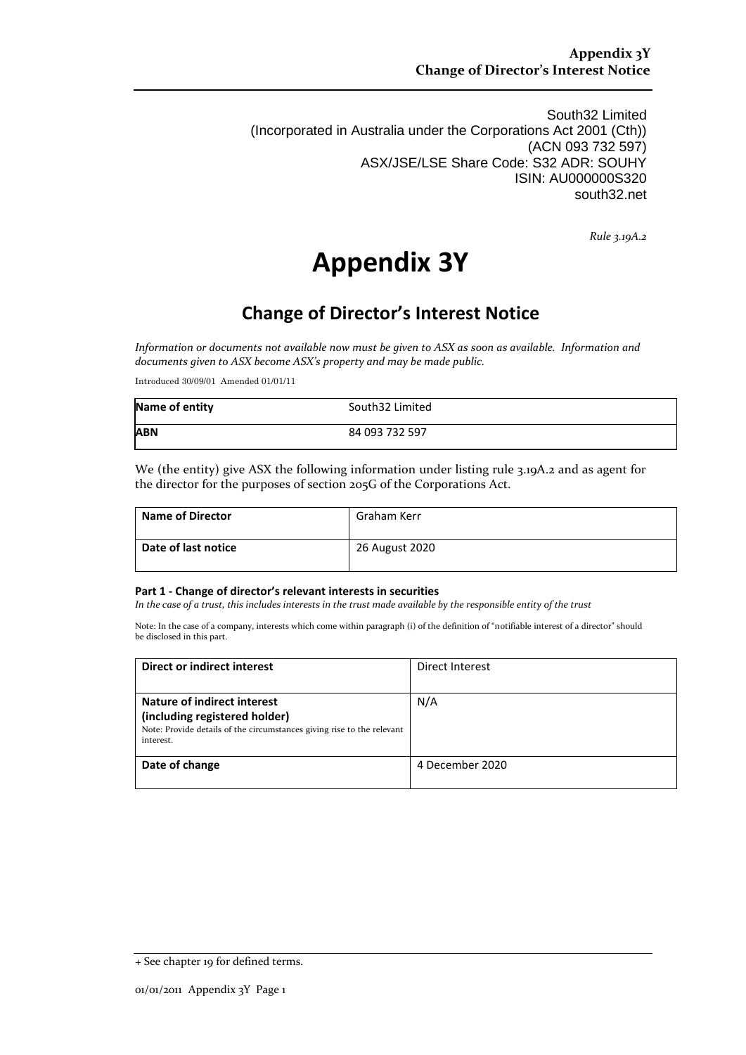South32 Limited
(Incorporated in Australia under the Corporations Act 2001 (Cth))
(ACN 093 732 597)
ASX/JSE/LSE Share Code: S32 ADR: SOUHY
ISIN: AU000000S320
south32.net

*Rule 3.19A.2*

# Appendix 3Y

## Change of Director's Interest Notice

*Information or documents not available now must be given to ASX as soon as available. Information and documents given to ASX become ASX's property and may be made public.*

Introduced 30/09/01 Amended 01/01/11

| | |
|---|---|
| **Name of entity** | South32 Limited |
| **ABN** | 84 093 732 597 |

We (the entity) give ASX the following information under listing rule 3.19A.2 and as agent for the director for the purposes of section 205G of the Corporations Act.

| | |
|---|---|
| **Name of Director** | Graham Kerr |
| **Date of last notice** | 26 August 2020 |

#### Part 1 - Change of director's relevant interests in securities

*In the case of a trust, this includes interests in the trust made available by the responsible entity of the trust*

Note: In the case of a company, interests which come within paragraph (i) of the definition of "notifiable interest of a director" should be disclosed in this part.

| | |
|---|---|
| **Direct or indirect interest** | Direct Interest |
| **Nature of indirect interest (including registered holder)**<br>Note: Provide details of the circumstances giving rise to the relevant interest. | N/A |
| **Date of change** | 4 December 2020 |

+ See chapter 19 for defined terms.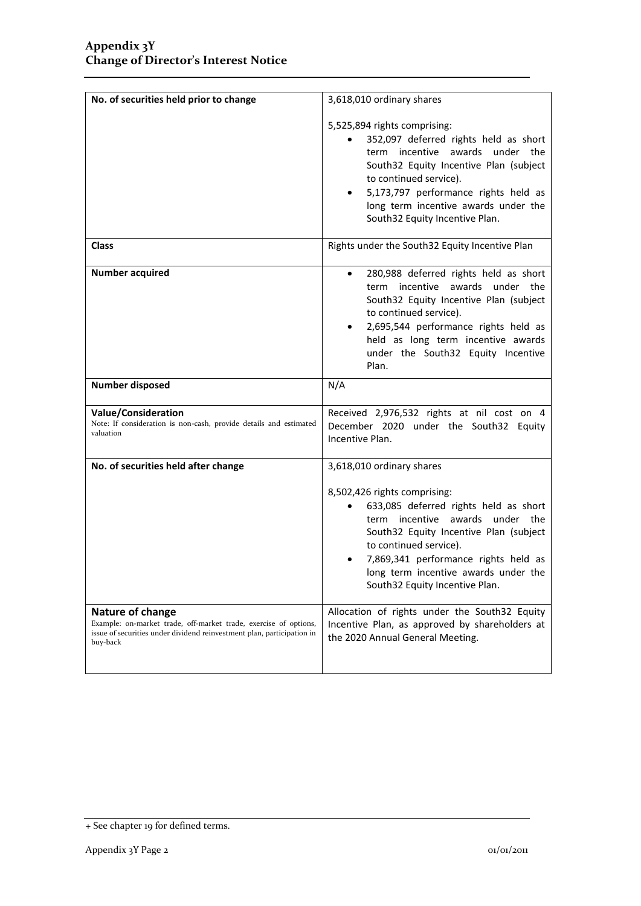## Appendix 3Y
## Change of Director's Interest Notice

| | |
|---|---|
| **No. of securities held prior to change** | 3,618,010 ordinary shares<br><br>5,525,894 rights comprising:<br>• 352,097 deferred rights held as short term incentive awards under the South32 Equity Incentive Plan (subject to continued service).<br>• 5,173,797 performance rights held as long term incentive awards under the South32 Equity Incentive Plan. |
| **Class** | Rights under the South32 Equity Incentive Plan |
| **Number acquired** | • 280,988 deferred rights held as short term incentive awards under the South32 Equity Incentive Plan (subject to continued service).<br>• 2,695,544 performance rights held as held as long term incentive awards under the South32 Equity Incentive Plan. |
| **Number disposed** | N/A |
| **Value/Consideration**<br>Note: If consideration is non-cash, provide details and estimated valuation | Received 2,976,532 rights at nil cost on 4 December 2020 under the South32 Equity Incentive Plan. |
| **No. of securities held after change** | 3,618,010 ordinary shares<br><br>8,502,426 rights comprising:<br>• 633,085 deferred rights held as short term incentive awards under the South32 Equity Incentive Plan (subject to continued service).<br>• 7,869,341 performance rights held as long term incentive awards under the South32 Equity Incentive Plan. |
| **Nature of change**<br>Example: on-market trade, off-market trade, exercise of options, issue of securities under dividend reinvestment plan, participation in buy-back | Allocation of rights under the South32 Equity Incentive Plan, as approved by shareholders at the 2020 Annual General Meeting. |

+ See chapter 19 for defined terms.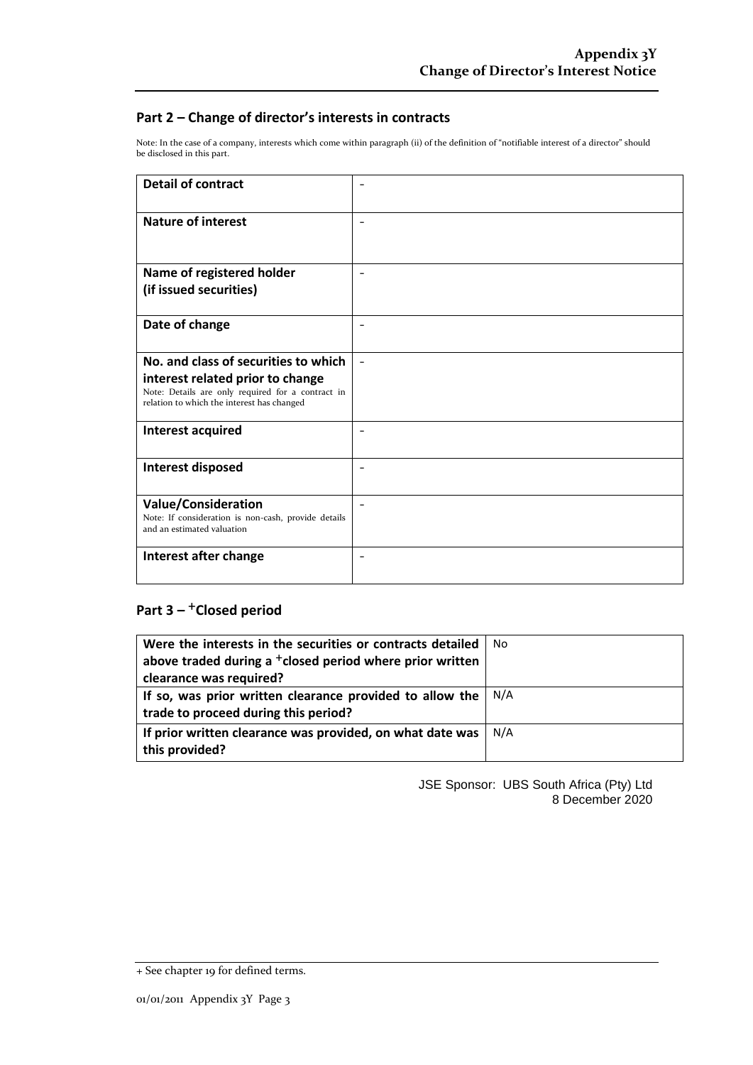## Part 2 – Change of director's interests in contracts

Note: In the case of a company, interests which come within paragraph (ii) of the definition of "notifiable interest of a director" should be disclosed in this part.

| | |
|---|---|
| **Detail of contract** | - |
| **Nature of interest** | - |
| **Name of registered holder (if issued securities)** | - |
| **Date of change** | - |
| **No. and class of securities to which interest related prior to change** Note: Details are only required for a contract in relation to which the interest has changed | - |
| **Interest acquired** | - |
| **Interest disposed** | - |
| **Value/Consideration** Note: If consideration is non-cash, provide details and an estimated valuation | - |
| **Interest after change** | - |

## Part 3 – +Closed period

| | |
|---|---|
| **Were the interests in the securities or contracts detailed above traded during a +closed period where prior written clearance was required?** | No |
| **If so, was prior written clearance provided to allow the trade to proceed during this period?** | N/A |
| **If prior written clearance was provided, on what date was this provided?** | N/A |

JSE Sponsor: UBS South Africa (Pty) Ltd
8 December 2020

+ See chapter 19 for defined terms.